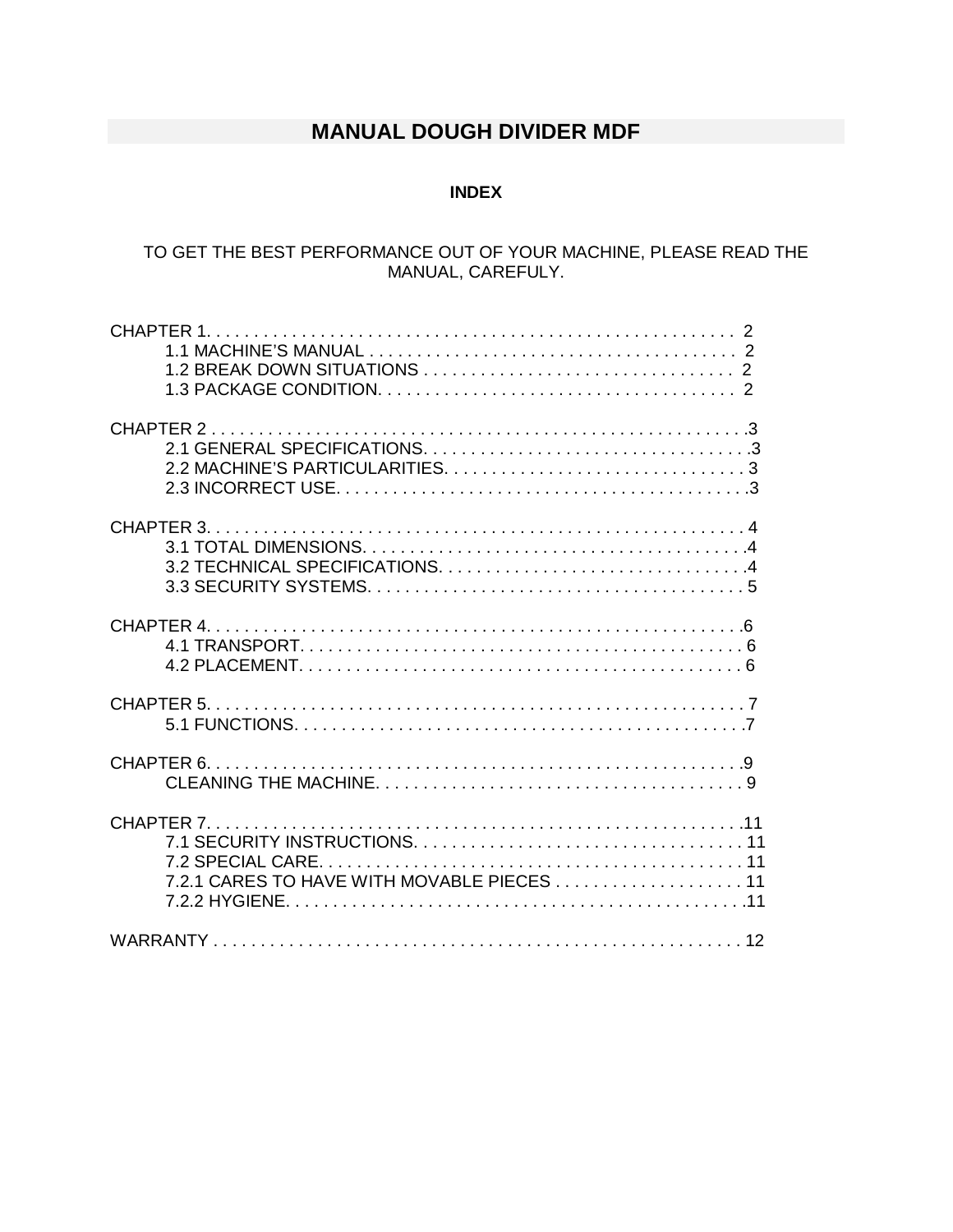# MANUAL DOUGH DIVIDER MDF

## INDEX

TO GET THE BEST PERFORMANCE OUT OF YOUR MACHINE, PLEASE READ THE MANUAL, CAREFULY.

CHAPTER 1. . . . . . . . . . . . . . . . . . . . . . . . . . . . . . . . . . . . . . . . . . . . . . . . . . . . . . 2
- 1.1 MACHINE'S MANUAL . . . . . . . . . . . . . . . . . . . . . . . . . . . . . . . . . . . . . . 2
- 1.2 BREAK DOWN SITUATIONS . . . . . . . . . . . . . . . . . . . . . . . . . . . . . . . . 2
- 1.3 PACKAGE CONDITION. . . . . . . . . . . . . . . . . . . . . . . . . . . . . . . . . . . . . 2

CHAPTER 2 . . . . . . . . . . . . . . . . . . . . . . . . . . . . . . . . . . . . . . . . . . . . . . . . . . . . . .3
- 2.1 GENERAL SPECIFICATIONS. . . . . . . . . . . . . . . . . . . . . . . . . . . . . . . . . .3
- 2.2 MACHINE'S PARTICULARITIES. . . . . . . . . . . . . . . . . . . . . . . . . . . . . . . 3
- 2.3 INCORRECT USE. . . . . . . . . . . . . . . . . . . . . . . . . . . . . . . . . . . . . . . . . .3

CHAPTER 3. . . . . . . . . . . . . . . . . . . . . . . . . . . . . . . . . . . . . . . . . . . . . . . . . . . . . . 4
- 3.1 TOTAL DIMENSIONS. . . . . . . . . . . . . . . . . . . . . . . . . . . . . . . . . . . . . . . .4
- 3.2 TECHNICAL SPECIFICATIONS. . . . . . . . . . . . . . . . . . . . . . . . . . . . . . . .4
- 3.3 SECURITY SYSTEMS. . . . . . . . . . . . . . . . . . . . . . . . . . . . . . . . . . . . . . . 5

CHAPTER 4. . . . . . . . . . . . . . . . . . . . . . . . . . . . . . . . . . . . . . . . . . . . . . . . . . . . . .6
- 4.1 TRANSPORT. . . . . . . . . . . . . . . . . . . . . . . . . . . . . . . . . . . . . . . . . . . . . . 6
- 4.2 PLACEMENT. . . . . . . . . . . . . . . . . . . . . . . . . . . . . . . . . . . . . . . . . . . . . . 6

CHAPTER 5. . . . . . . . . . . . . . . . . . . . . . . . . . . . . . . . . . . . . . . . . . . . . . . . . . . . . . 7
- 5.1 FUNCTIONS. . . . . . . . . . . . . . . . . . . . . . . . . . . . . . . . . . . . . . . . . . . . . . .7

CHAPTER 6. . . . . . . . . . . . . . . . . . . . . . . . . . . . . . . . . . . . . . . . . . . . . . . . . . . . . .9
- CLEANING THE MACHINE. . . . . . . . . . . . . . . . . . . . . . . . . . . . . . . . . . . . . . 9

CHAPTER 7. . . . . . . . . . . . . . . . . . . . . . . . . . . . . . . . . . . . . . . . . . . . . . . . . . . . . .11
- 7.1 SECURITY INSTRUCTIONS. . . . . . . . . . . . . . . . . . . . . . . . . . . . . . . . . . 11
- 7.2 SPECIAL CARE. . . . . . . . . . . . . . . . . . . . . . . . . . . . . . . . . . . . . . . . . . . . 11
- 7.2.1 CARES TO HAVE WITH MOVABLE PIECES . . . . . . . . . . . . . . . . . . . 11
- 7.2.2 HYGIENE. . . . . . . . . . . . . . . . . . . . . . . . . . . . . . . . . . . . . . . . . . . . . . . .11

WARRANTY . . . . . . . . . . . . . . . . . . . . . . . . . . . . . . . . . . . . . . . . . . . . . . . . . . . . . 12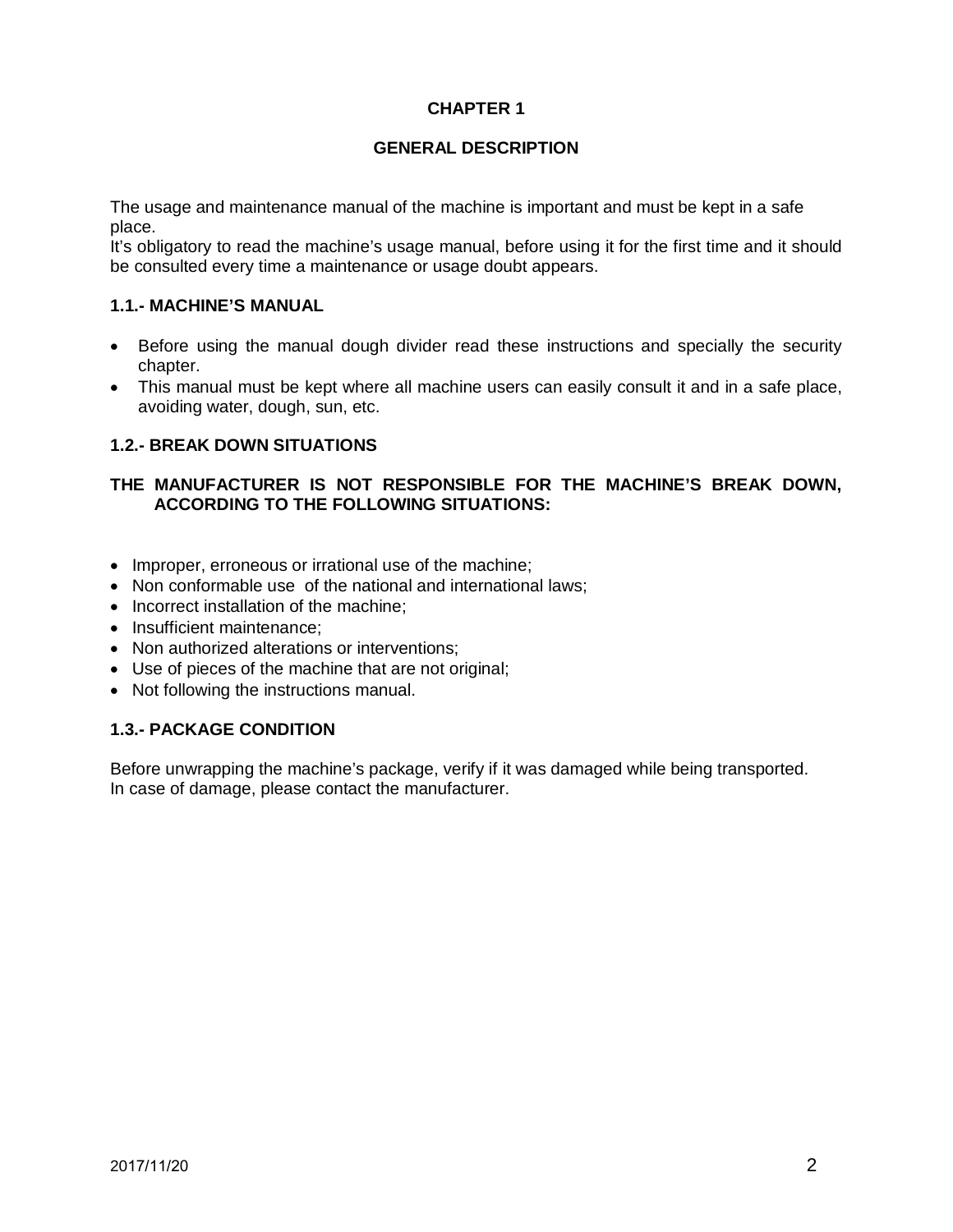# CHAPTER 1

## GENERAL DESCRIPTION

The usage and maintenance manual of the machine is important and must be kept in a safe place.
It's obligatory to read the machine's usage manual, before using it for the first time and it should be consulted every time a maintenance or usage doubt appears.

### 1.1.- MACHINE'S MANUAL

- Before using the manual dough divider read these instructions and specially the security chapter.
- This manual must be kept where all machine users can easily consult it and in a safe place, avoiding water, dough, sun, etc.

### 1.2.- BREAK DOWN SITUATIONS

**THE MANUFACTURER IS NOT RESPONSIBLE FOR THE MACHINE'S BREAK DOWN, ACCORDING TO THE FOLLOWING SITUATIONS:**

- Improper, erroneous or irrational use of the machine;
- Non conformable use of the national and international laws;
- Incorrect installation of the machine;
- Insufficient maintenance;
- Non authorized alterations or interventions;
- Use of pieces of the machine that are not original;
- Not following the instructions manual.

### 1.3.- PACKAGE CONDITION

Before unwrapping the machine's package, verify if it was damaged while being transported.
In case of damage, please contact the manufacturer.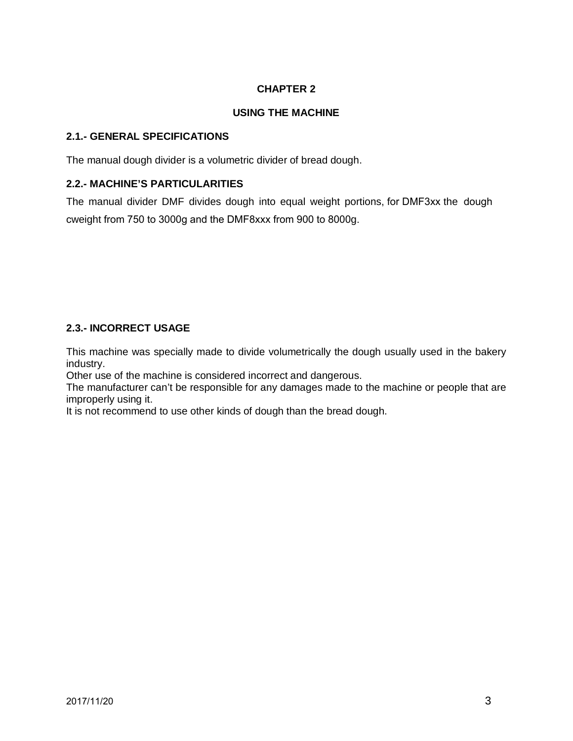# CHAPTER 2

# USING THE MACHINE

## 2.1.- GENERAL SPECIFICATIONS

The manual dough divider is a volumetric divider of bread dough.

## 2.2.- MACHINE'S PARTICULARITIES

The manual divider DMF divides dough into equal weight portions, for DMF3xx the dough cweight from 750 to 3000g and the DMF8xxx from 900 to 8000g.

## 2.3.- INCORRECT USAGE

This machine was specially made to divide volumetrically the dough usually used in the bakery industry.
Other use of the machine is considered incorrect and dangerous.
The manufacturer can't be responsible for any damages made to the machine or people that are improperly using it.
It is not recommend to use other kinds of dough than the bread dough.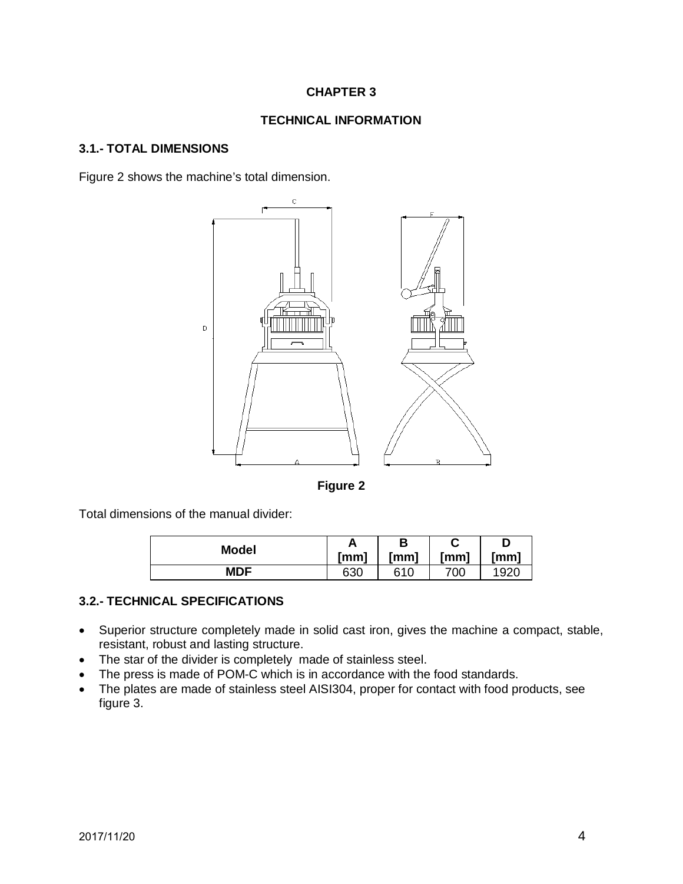# CHAPTER 3

## TECHNICAL INFORMATION

### 3.1.- TOTAL DIMENSIONS

Figure 2 shows the machine's total dimension.

**Figure 2**

Total dimensions of the manual divider:

| Model | A [mm] | B [mm] | C [mm] | D [mm] |
|---|---|---|---|---|
| **MDF** | 630 | 610 | 700 | 1920 |

### 3.2.- TECHNICAL SPECIFICATIONS

- Superior structure completely made in solid cast iron, gives the machine a compact, stable, resistant, robust and lasting structure.
- The star of the divider is completely made of stainless steel.
- The press is made of POM-C which is in accordance with the food standards.
- The plates are made of stainless steel AISI304, proper for contact with food products, see figure 3.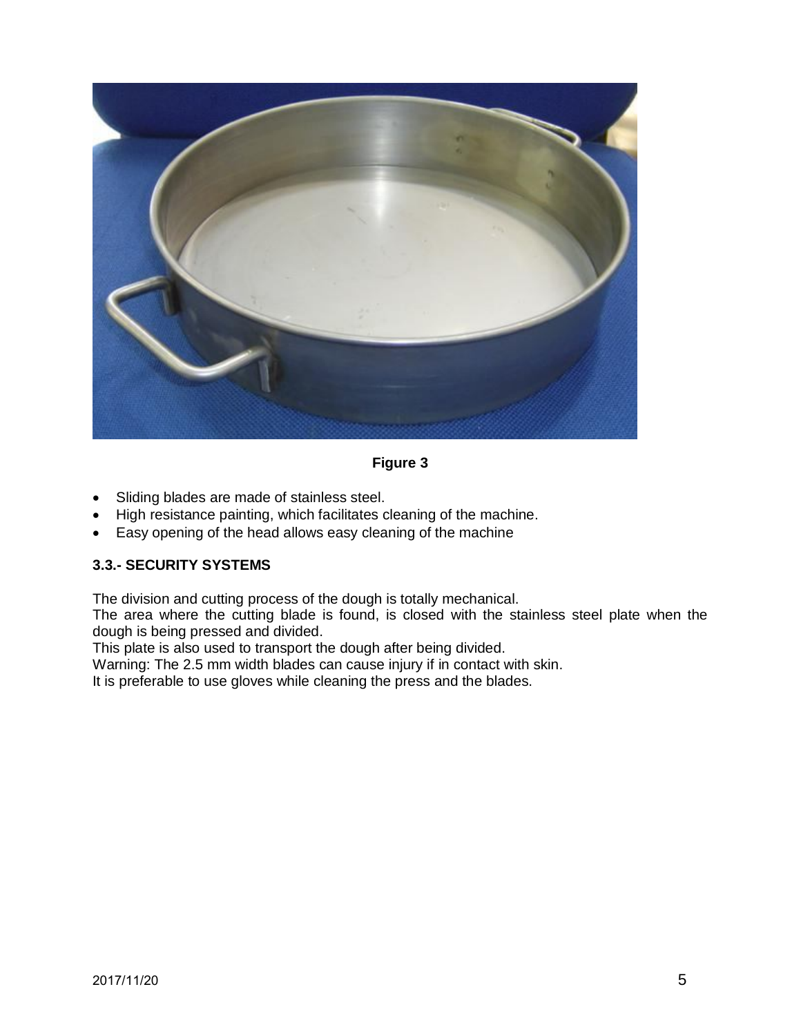**Figure 3**

- Sliding blades are made of stainless steel.
- High resistance painting, which facilitates cleaning of the machine.
- Easy opening of the head allows easy cleaning of the machine

### 3.3.- SECURITY SYSTEMS

The division and cutting process of the dough is totally mechanical.
The area where the cutting blade is found, is closed with the stainless steel plate when the dough is being pressed and divided.
This plate is also used to transport the dough after being divided.
Warning: The 2.5 mm width blades can cause injury if in contact with skin.
It is preferable to use gloves while cleaning the press and the blades.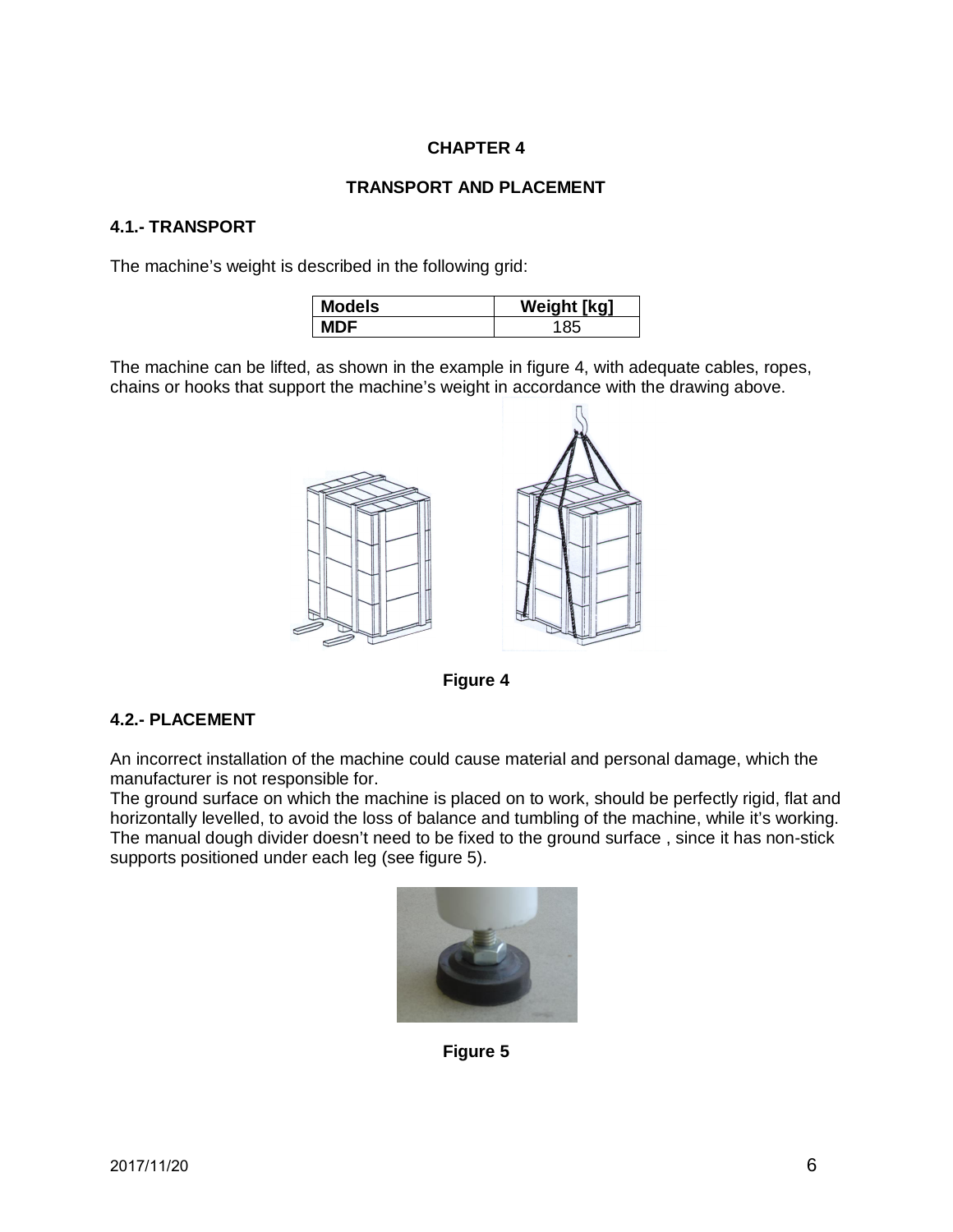# CHAPTER 4

## TRANSPORT AND PLACEMENT

### 4.1.- TRANSPORT

The machine's weight is described in the following grid:

| Models | Weight [kg] |
| --- | --- |
| **MDF** | 185 |

The machine can be lifted, as shown in the example in figure 4, with adequate cables, ropes, chains or hooks that support the machine's weight in accordance with the drawing above.

**Figure 4**

### 4.2.- PLACEMENT

An incorrect installation of the machine could cause material and personal damage, which the manufacturer is not responsible for.
The ground surface on which the machine is placed on to work, should be perfectly rigid, flat and horizontally levelled, to avoid the loss of balance and tumbling of the machine, while it's working.
The manual dough divider doesn't need to be fixed to the ground surface , since it has non-stick supports positioned under each leg (see figure 5).

**Figure 5**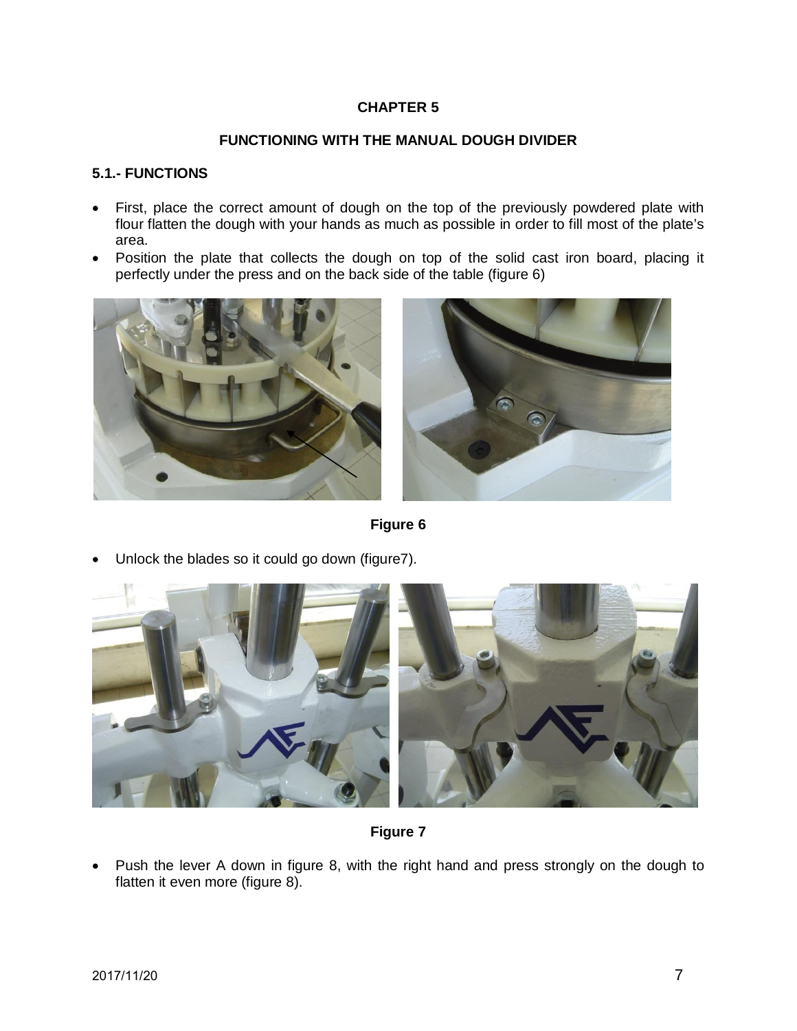**CHAPTER 5**

**FUNCTIONING WITH THE MANUAL DOUGH DIVIDER**

**5.1.- FUNCTIONS**

- First, place the correct amount of dough on the top of the previously powdered plate with flour flatten the dough with your hands as much as possible in order to fill most of the plate's area.
- Position the plate that collects the dough on top of the solid cast iron board, placing it perfectly under the press and on the back side of the table (figure 6)

**Figure 6**

- Unlock the blades so it could go down (figure7).

**Figure 7**

- Push the lever A down in figure 8, with the right hand and press strongly on the dough to flatten it even more (figure 8).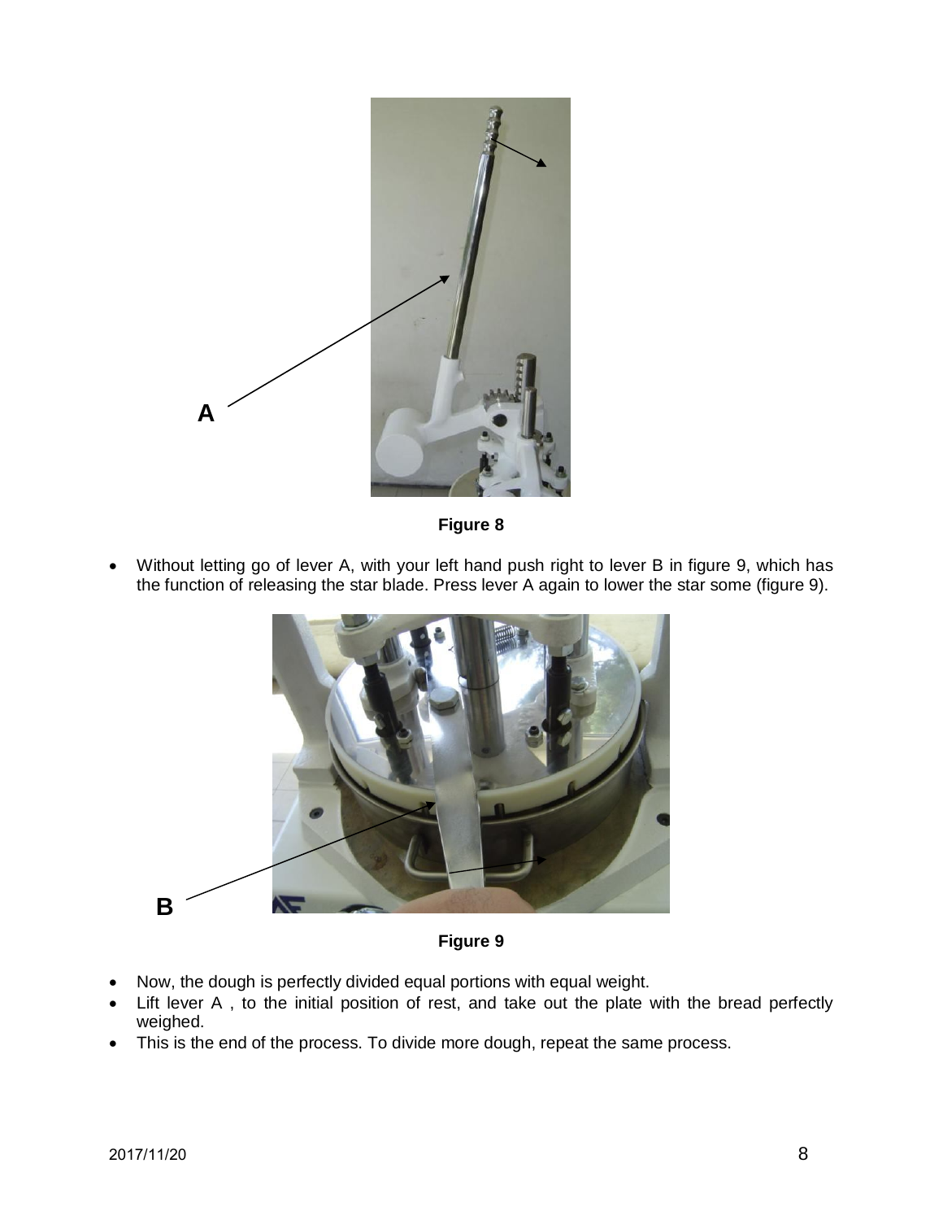A

**Figure 8**

- Without letting go of lever A, with your left hand push right to lever B in figure 9, which has the function of releasing the star blade. Press lever A again to lower the star some (figure 9).

B

**Figure 9**

- Now, the dough is perfectly divided equal portions with equal weight.
- Lift lever A , to the initial position of rest, and take out the plate with the bread perfectly weighed.
- This is the end of the process. To divide more dough, repeat the same process.

2017/11/20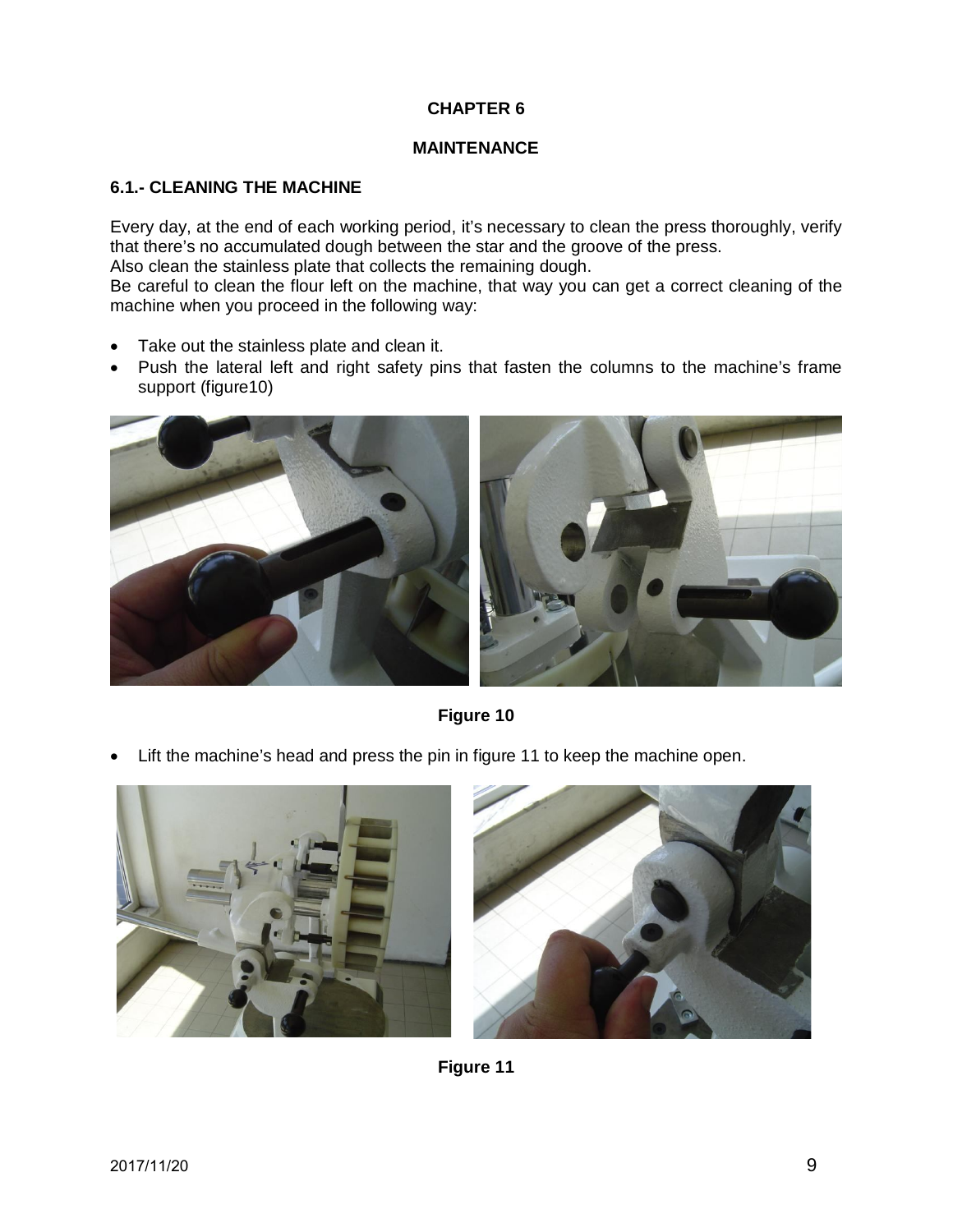**CHAPTER 6**

**MAINTENANCE**

### 6.1.- CLEANING THE MACHINE

Every day, at the end of each working period, it's necessary to clean the press thoroughly, verify that there's no accumulated dough between the star and the groove of the press.
Also clean the stainless plate that collects the remaining dough.
Be careful to clean the flour left on the machine, that way you can get a correct cleaning of the machine when you proceed in the following way:

- Take out the stainless plate and clean it.
- Push the lateral left and right safety pins that fasten the columns to the machine's frame support (figure10)

**Figure 10**

- Lift the machine's head and press the pin in figure 11 to keep the machine open.

**Figure 11**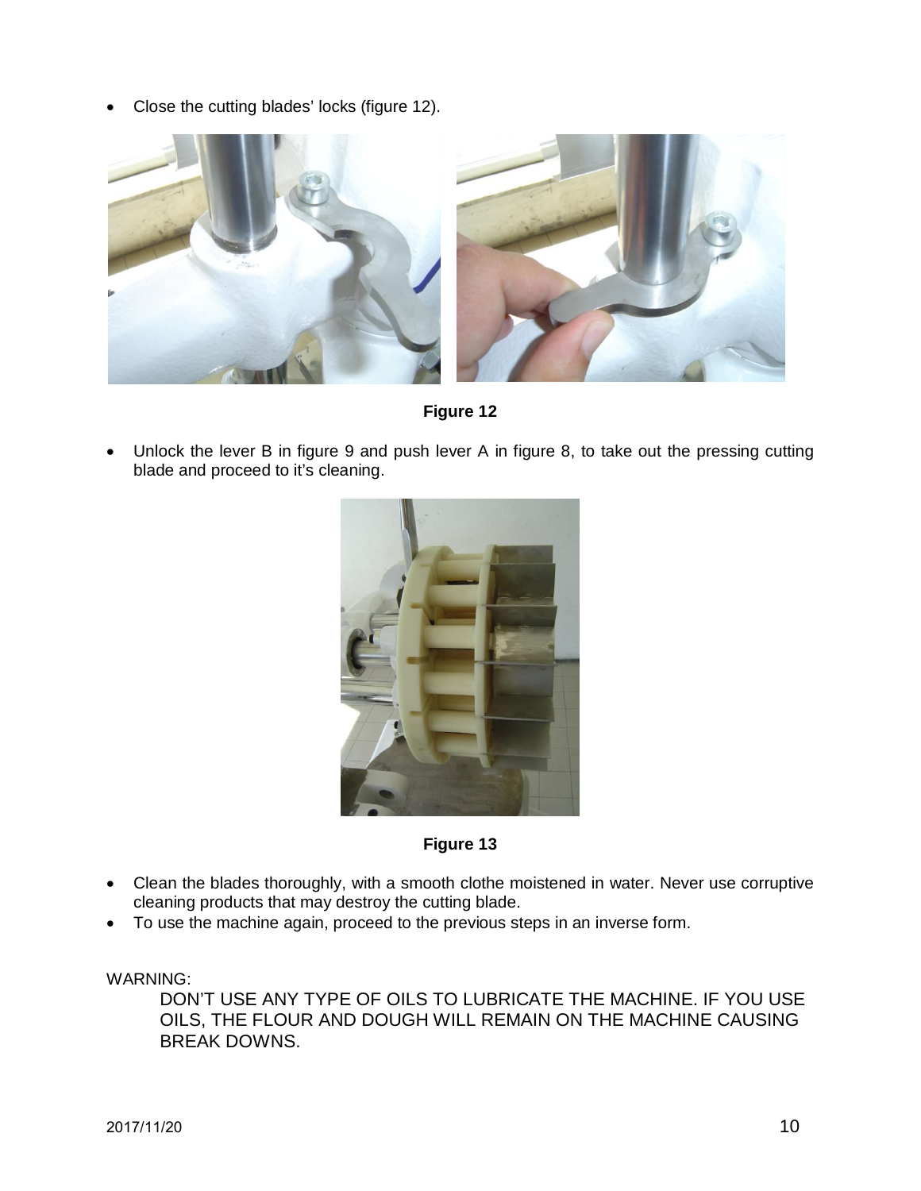- Close the cutting blades' locks (figure 12).

**Figure 12**

- Unlock the lever B in figure 9 and push lever A in figure 8, to take out the pressing cutting blade and proceed to it's cleaning.

**Figure 13**

- Clean the blades thoroughly, with a smooth clothe moistened in water. Never use corruptive cleaning products that may destroy the cutting blade.
- To use the machine again, proceed to the previous steps in an inverse form.

WARNING:

DON'T USE ANY TYPE OF OILS TO LUBRICATE THE MACHINE. IF YOU USE OILS, THE FLOUR AND DOUGH WILL REMAIN ON THE MACHINE CAUSING BREAK DOWNS.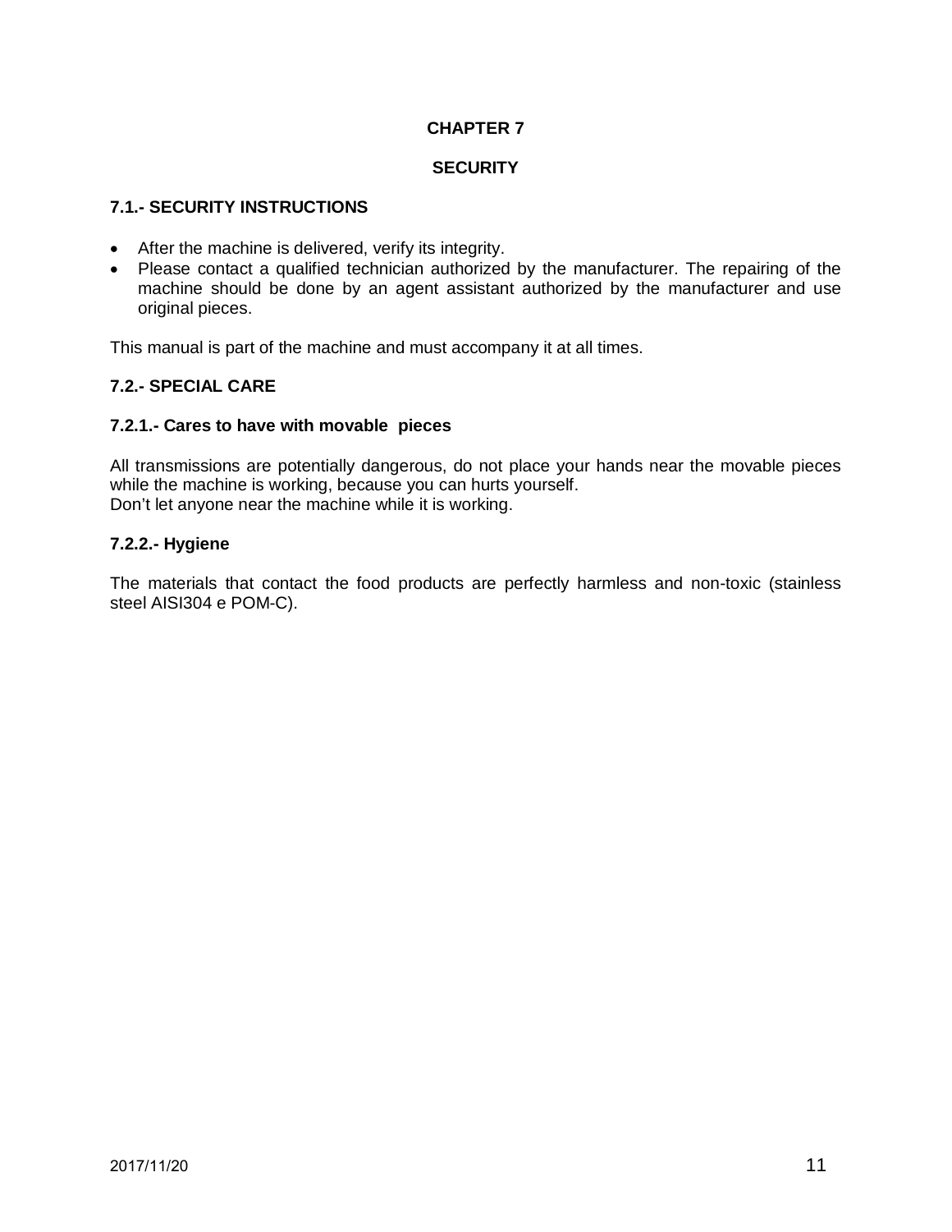# CHAPTER 7

# SECURITY

## 7.1.- SECURITY INSTRUCTIONS

- After the machine is delivered, verify its integrity.
- Please contact a qualified technician authorized by the manufacturer. The repairing of the machine should be done by an agent assistant authorized by the manufacturer and use original pieces.

This manual is part of the machine and must accompany it at all times.

## 7.2.- SPECIAL CARE

### 7.2.1.- Cares to have with movable pieces

All transmissions are potentially dangerous, do not place your hands near the movable pieces while the machine is working, because you can hurts yourself.
Don't let anyone near the machine while it is working.

### 7.2.2.- Hygiene

The materials that contact the food products are perfectly harmless and non-toxic (stainless steel AISI304 e POM-C).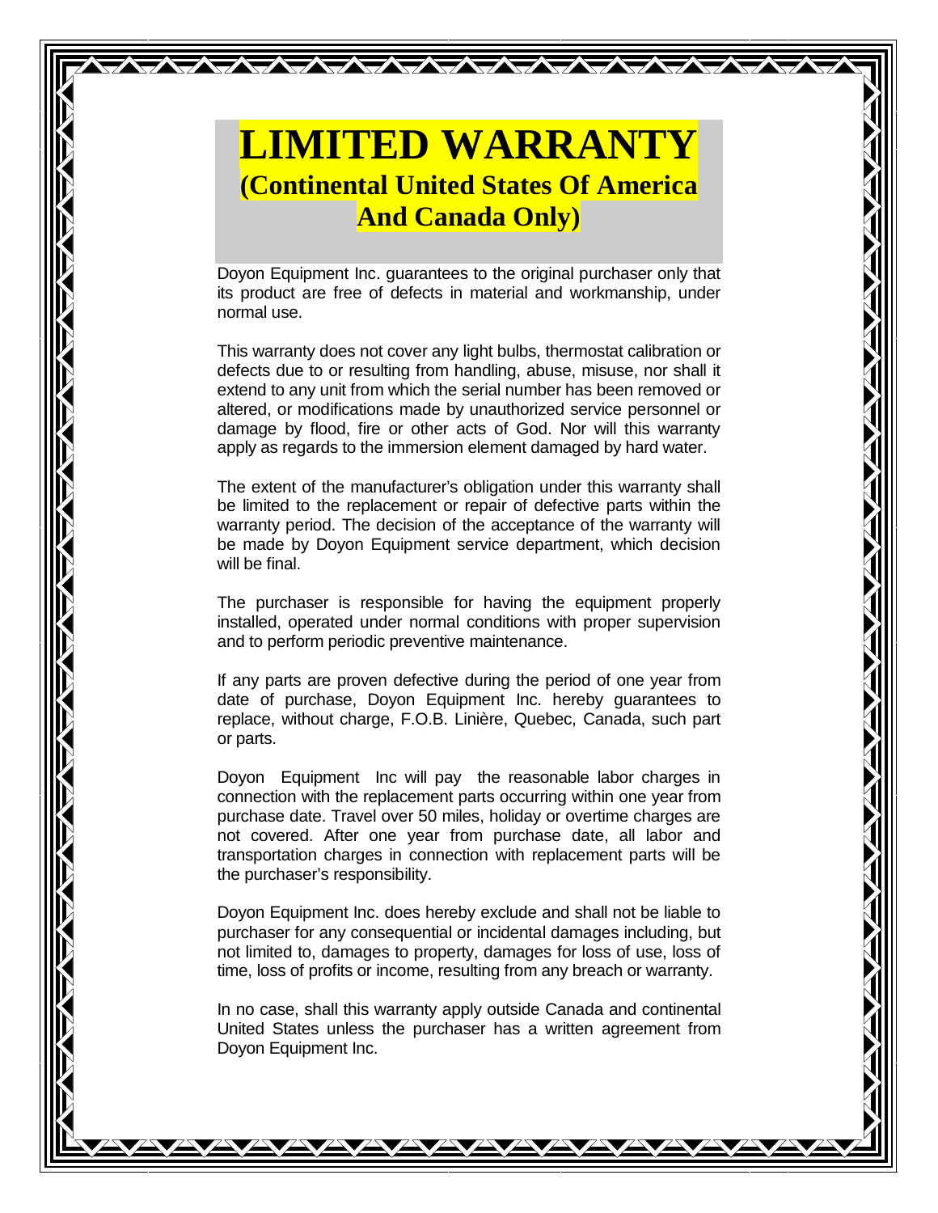# LIMITED WARRANTY

## (Continental United States Of America And Canada Only)

Doyon Equipment Inc. guarantees to the original purchaser only that its product are free of defects in material and workmanship, under normal use.

This warranty does not cover any light bulbs, thermostat calibration or defects due to or resulting from handling, abuse, misuse, nor shall it extend to any unit from which the serial number has been removed or altered, or modifications made by unauthorized service personnel or damage by flood, fire or other acts of God. Nor will this warranty apply as regards to the immersion element damaged by hard water.

The extent of the manufacturer's obligation under this warranty shall be limited to the replacement or repair of defective parts within the warranty period. The decision of the acceptance of the warranty will be made by Doyon Equipment service department, which decision will be final.

The purchaser is responsible for having the equipment properly installed, operated under normal conditions with proper supervision and to perform periodic preventive maintenance.

If any parts are proven defective during the period of one year from date of purchase, Doyon Equipment Inc. hereby guarantees to replace, without charge, F.O.B. Linière, Quebec, Canada, such part or parts.

Doyon Equipment Inc will pay the reasonable labor charges in connection with the replacement parts occurring within one year from purchase date. Travel over 50 miles, holiday or overtime charges are not covered. After one year from purchase date, all labor and transportation charges in connection with replacement parts will be the purchaser's responsibility.

Doyon Equipment Inc. does hereby exclude and shall not be liable to purchaser for any consequential or incidental damages including, but not limited to, damages to property, damages for loss of use, loss of time, loss of profits or income, resulting from any breach or warranty.

In no case, shall this warranty apply outside Canada and continental United States unless the purchaser has a written agreement from Doyon Equipment Inc.